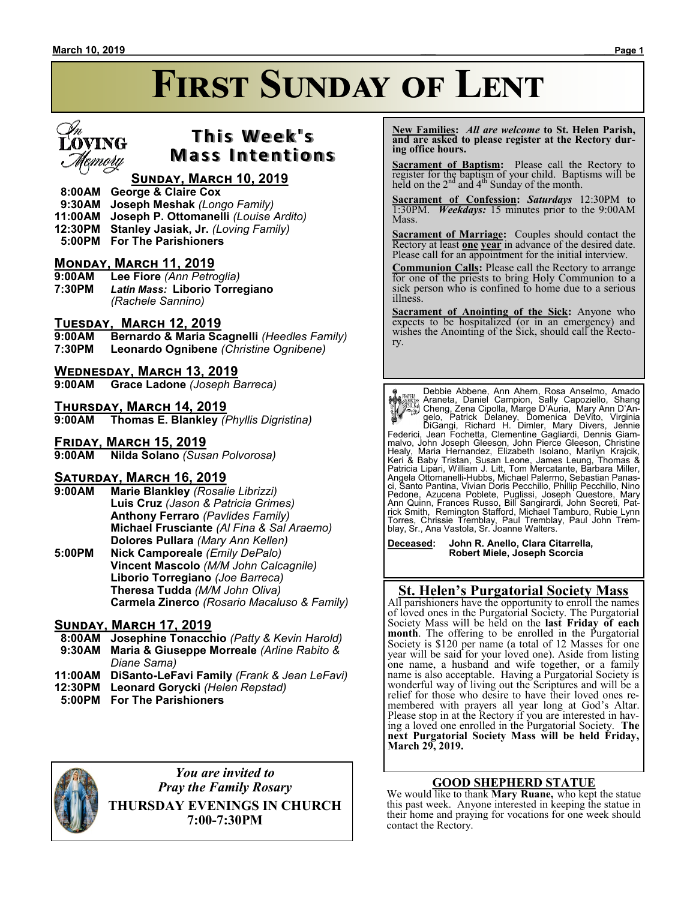# First Sunday of Lent

## This Week's Mass Intentions

In Loving Memory

### Sunday, March 10, 2019

**8:00AM** **George & Claire Cox**
**9:30AM** **Joseph Meshak** *(Longo Family)*
**11:00AM** **Joseph P. Ottomanelli** *(Louise Ardito)*
**12:30PM** **Stanley Jasiak, Jr.** *(Loving Family)*
**5:00PM** **For The Parishioners**

### Monday, March 11, 2019

**9:00AM** **Lee Fiore** *(Ann Petroglia)*
**7:30PM** ***Latin Mass:*** **Liborio Torregiano** *(Rachele Sannino)*

### Tuesday, March 12, 2019

**9:00AM** **Bernardo & Maria Scagnelli** *(Heedles Family)*
**7:30PM** **Leonardo Ognibene** *(Christine Ognibene)*

### Wednesday, March 13, 2019

**9:00AM** **Grace Ladone** *(Joseph Barreca)*

### Thursday, March 14, 2019

**9:00AM** **Thomas E. Blankley** *(Phyllis Digristina)*

### Friday, March 15, 2019

**9:00AM** **Nilda Solano** *(Susan Polvorosa)*

### Saturday, March 16, 2019

**9:00AM** **Marie Blankley** *(Rosalie Librizzi)*
**Luis Cruz** *(Jason & Patricia Grimes)*
**Anthony Ferraro** *(Pavlides Family)*
**Michael Frusciante** *(Al Fina & Sal Araemo)*
**Dolores Pullara** *(Mary Ann Kellen)*

**5:00PM** **Nick Camporeale** *(Emily DePalo)*
**Vincent Mascolo** *(M/M John Calcagnile)*
**Liborio Torregiano** *(Joe Barreca)*
**Theresa Tudda** *(M/M John Oliva)*
**Carmela Zinerco** *(Rosario Macaluso & Family)*

### Sunday, March 17, 2019

**8:00AM** **Josephine Tonacchio** *(Patty & Kevin Harold)*
**9:30AM** **Maria & Giuseppe Morreale** *(Arline Rabito & Diane Sama)*
**11:00AM** **DiSanto-LeFavi Family** *(Frank & Jean LeFavi)*
**12:30PM** **Leonard Gorycki** *(Helen Repstad)*
**5:00PM** **For The Parishioners**

*You are invited to*
*Pray the Family Rosary*
**THURSDAY EVENINGS IN CHURCH**
**7:00-7:30PM**

---

**New Families:** ***All are welcome*** **to St. Helen Parish, and are asked to please register at the Rectory during office hours.**

**Sacrament of Baptism:** Please call the Rectory to register for the baptism of your child. Baptisms will be held on the 2nd and 4th Sunday of the month.

**Sacrament of Confession:** ***Saturdays*** 12:30PM to 1:30PM. ***Weekdays:*** 15 minutes prior to the 9:00AM Mass.

**Sacrament of Marriage:** Couples should contact the Rectory at least **one year** in advance of the desired date. Please call for an appointment for the initial interview.

**Communion Calls:** Please call the Rectory to arrange for one of the priests to bring Holy Communion to a sick person who is confined to home due to a serious illness.

**Sacrament of Anointing of the Sick:** Anyone who expects to be hospitalized (or in an emergency) and wishes the Anointing of the Sick, should call the Rectory.

---

Prayers for the Sick

Debbie Abbene, Ann Ahern, Rosa Anselmo, Amado Araneta, Daniel Campion, Sally Capoziello, Shang Cheng, Zena Cipolla, Marge D'Auria, Mary Ann D'Angelo, Patrick Delaney, Domenica DeVito, Virginia DiGangi, Richard H. Dimler, Mary Divers, Jennie Federici, Jean Fochetta, Clementine Gagliardi, Dennis Giammalvo, John Joseph Gleeson, John Pierce Gleeson, Christine Healy, Maria Hernandez, Elizabeth Isolano, Marilyn Krajcik, Keri & Baby Tristan, Susan Leone, James Leung, Thomas & Patricia Lipari, William J. Litt, Tom Mercatante, Barbara Miller, Angela Ottomanelli-Hubbs, Michael Palermo, Sebastian Panasci, Santo Pantina, Vivian Doris Pecchillo, Phillip Pecchillo, Nino Pedone, Azucena Poblete, Puglissi, Joseph Questore, Mary Ann Quinn, Frances Russo, Bill Sangirardi, John Secreti, Patrick Smith, Remington Stafford, Michael Tamburo, Rubie Lynn Torres, Chrissie Tremblay, Paul Tremblay, Paul John Tremblay, Sr., Ana Vastola, Sr. Joanne Walters.

**Deceased: John R. Anello, Clara Citarrella, Robert Miele, Joseph Scorcia**

---

## St. Helen's Purgatorial Society Mass

All parishioners have the opportunity to enroll the names of loved ones in the Purgatorial Society. The Purgatorial Society Mass will be held on the **last Friday of each month**. The offering to be enrolled in the Purgatorial Society is $120 per name (a total of 12 Masses for one year will be said for your loved one). Aside from listing one name, a husband and wife together, or a family name is also acceptable. Having a Purgatorial Society is wonderful way of living out the Scriptures and will be a relief for those who desire to have their loved ones remembered with prayers all year long at God's Altar. Please stop in at the Rectory if you are interested in having a loved one enrolled in the Purgatorial Society. **The next Purgatorial Society Mass will be held Friday, March 29, 2019.**

## GOOD SHEPHERD STATUE

We would like to thank **Mary Ruane,** who kept the statue this past week. Anyone interested in keeping the statue in their home and praying for vocations for one week should contact the Rectory.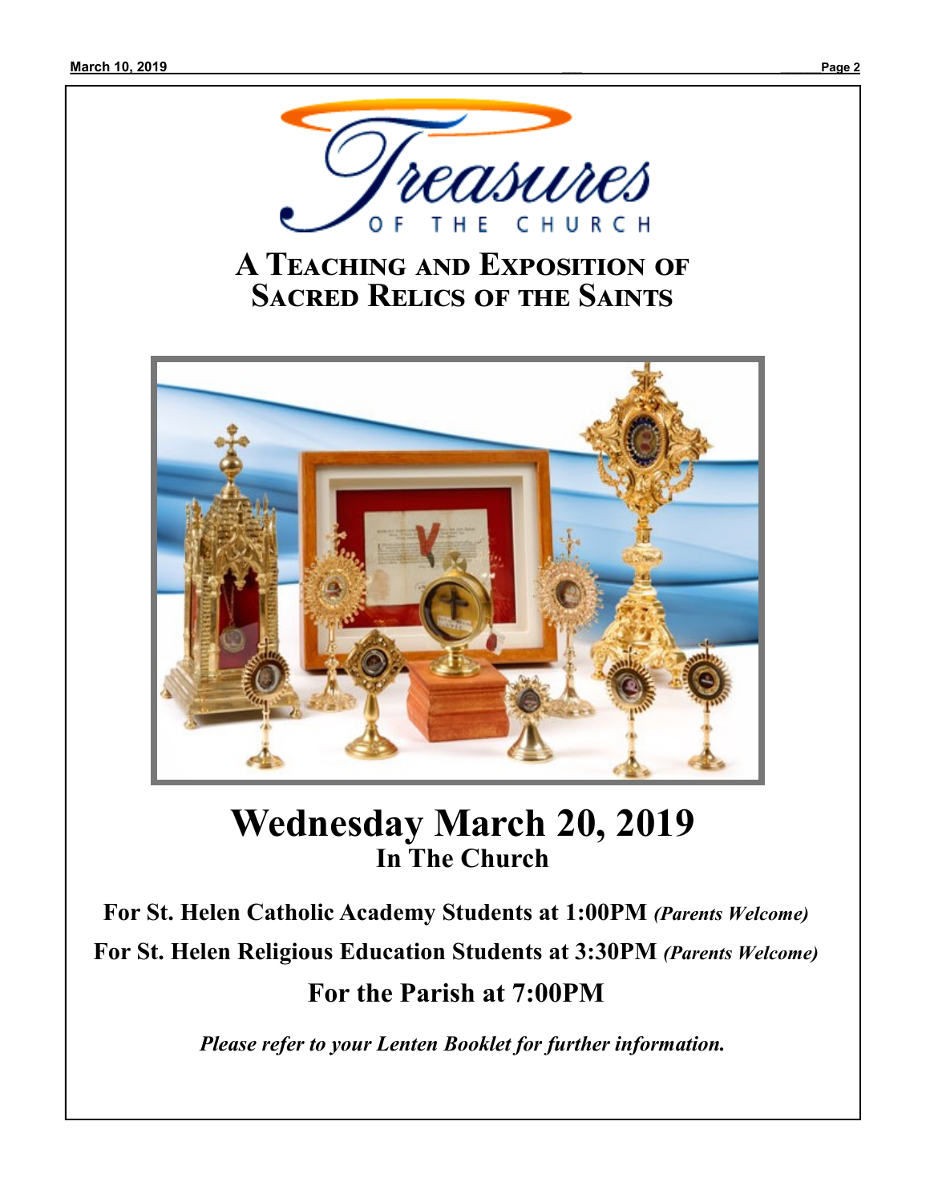# Treasures OF THE CHURCH

## A Teaching and Exposition of Sacred Relics of the Saints

# Wednesday March 20, 2019

## In The Church

**For St. Helen Catholic Academy Students at 1:00PM** ***(Parents Welcome)***

**For St. Helen Religious Education Students at 3:30PM** ***(Parents Welcome)***

**For the Parish at 7:00PM**

***Please refer to your Lenten Booklet for further information.***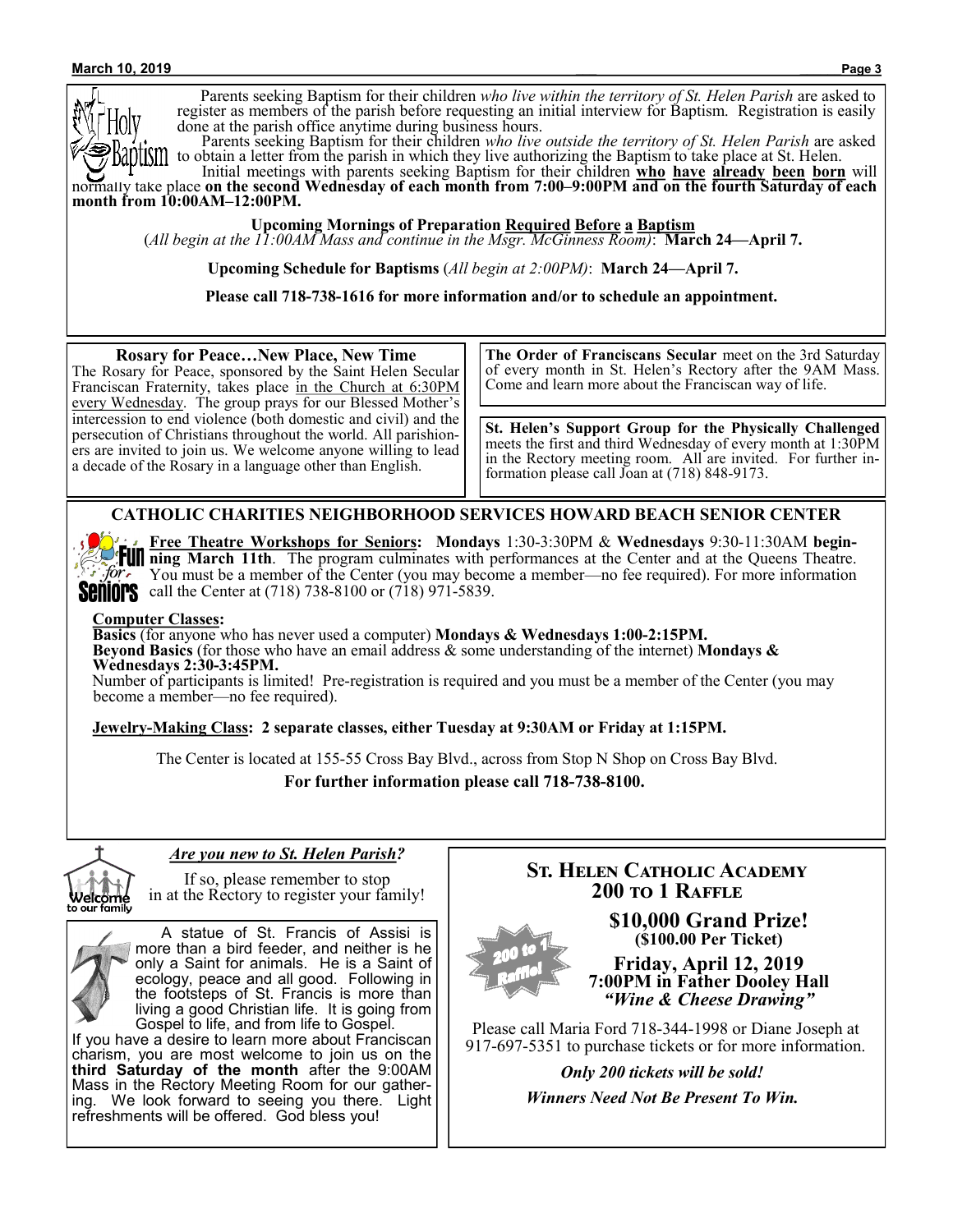## Holy Baptism

Parents seeking Baptism for their children *who live within the territory of St. Helen Parish* are asked to register as members of the parish before requesting an initial interview for Baptism. Registration is easily done at the parish office anytime during business hours.

Parents seeking Baptism for their children *who live outside the territory of St. Helen Parish* are asked to obtain a letter from the parish in which they live authorizing the Baptism to take place at St. Helen.

Initial meetings with parents seeking Baptism for their children **who have already been born** will normally take place **on the second Wednesday of each month from 7:00–9:00PM and on the fourth Saturday of each month from 10:00AM–12:00PM.**

**Upcoming Mornings of Preparation Required Before a Baptism**
(*All begin at the 11:00AM Mass and continue in the Msgr. McGinness Room)*: **March 24—April 7.**

**Upcoming Schedule for Baptisms** (*All begin at 2:00PM)*: **March 24—April 7.**

**Please call 718-738-1616 for more information and/or to schedule an appointment.**

### Rosary for Peace…New Place, New Time

The Rosary for Peace, sponsored by the Saint Helen Secular Franciscan Fraternity, takes place in the Church at 6:30PM every Wednesday. The group prays for our Blessed Mother's intercession to end violence (both domestic and civil) and the persecution of Christians throughout the world. All parishioners are invited to join us. We welcome anyone willing to lead a decade of the Rosary in a language other than English.

**The Order of Franciscans Secular** meet on the 3rd Saturday of every month in St. Helen's Rectory after the 9AM Mass. Come and learn more about the Franciscan way of life.

**St. Helen's Support Group for the Physically Challenged** meets the first and third Wednesday of every month at 1:30PM in the Rectory meeting room. All are invited. For further information please call Joan at (718) 848-9173.

## CATHOLIC CHARITIES NEIGHBORHOOD SERVICES HOWARD BEACH SENIOR CENTER

**Fun for Seniors**

**Free Theatre Workshops for Seniors: Mondays** 1:30-3:30PM & **Wednesdays** 9:30-11:30AM **beginning March 11th**. The program culminates with performances at the Center and at the Queens Theatre. You must be a member of the Center (you may become a member—no fee required). For more information call the Center at (718) 738-8100 or (718) 971-5839.

**Computer Classes:**
**Basics** (for anyone who has never used a computer) **Mondays & Wednesdays 1:00-2:15PM.**
**Beyond Basics** (for those who have an email address & some understanding of the internet) **Mondays & Wednesdays 2:30-3:45PM.**
Number of participants is limited! Pre-registration is required and you must be a member of the Center (you may become a member—no fee required).

**Jewelry-Making Class: 2 separate classes, either Tuesday at 9:30AM or Friday at 1:15PM.**

The Center is located at 155-55 Cross Bay Blvd., across from Stop N Shop on Cross Bay Blvd.

**For further information please call 718-738-8100.**

### *Are you new to St. Helen Parish?*

Welcome to our family

If so, please remember to stop in at the Rectory to register your family!

A statue of St. Francis of Assisi is more than a bird feeder, and neither is he only a Saint for animals. He is a Saint of ecology, peace and all good. Following in the footsteps of St. Francis is more than living a good Christian life. It is going from Gospel to life, and from life to Gospel.

If you have a desire to learn more about Franciscan charism, you are most welcome to join us on the **third Saturday of the month** after the 9:00AM Mass in the Rectory Meeting Room for our gathering. We look forward to seeing you there. Light refreshments will be offered. God bless you!

## St. Helen Catholic Academy 200 to 1 Raffle

200 to 1 Raffle!

**$10,000 Grand Prize!**
**($100.00 Per Ticket)**

**Friday, April 12, 2019**
**7:00PM in Father Dooley Hall**
***"Wine & Cheese Drawing"***

Please call Maria Ford 718-344-1998 or Diane Joseph at 917-697-5351 to purchase tickets or for more information.

***Only 200 tickets will be sold!***

***Winners Need Not Be Present To Win.***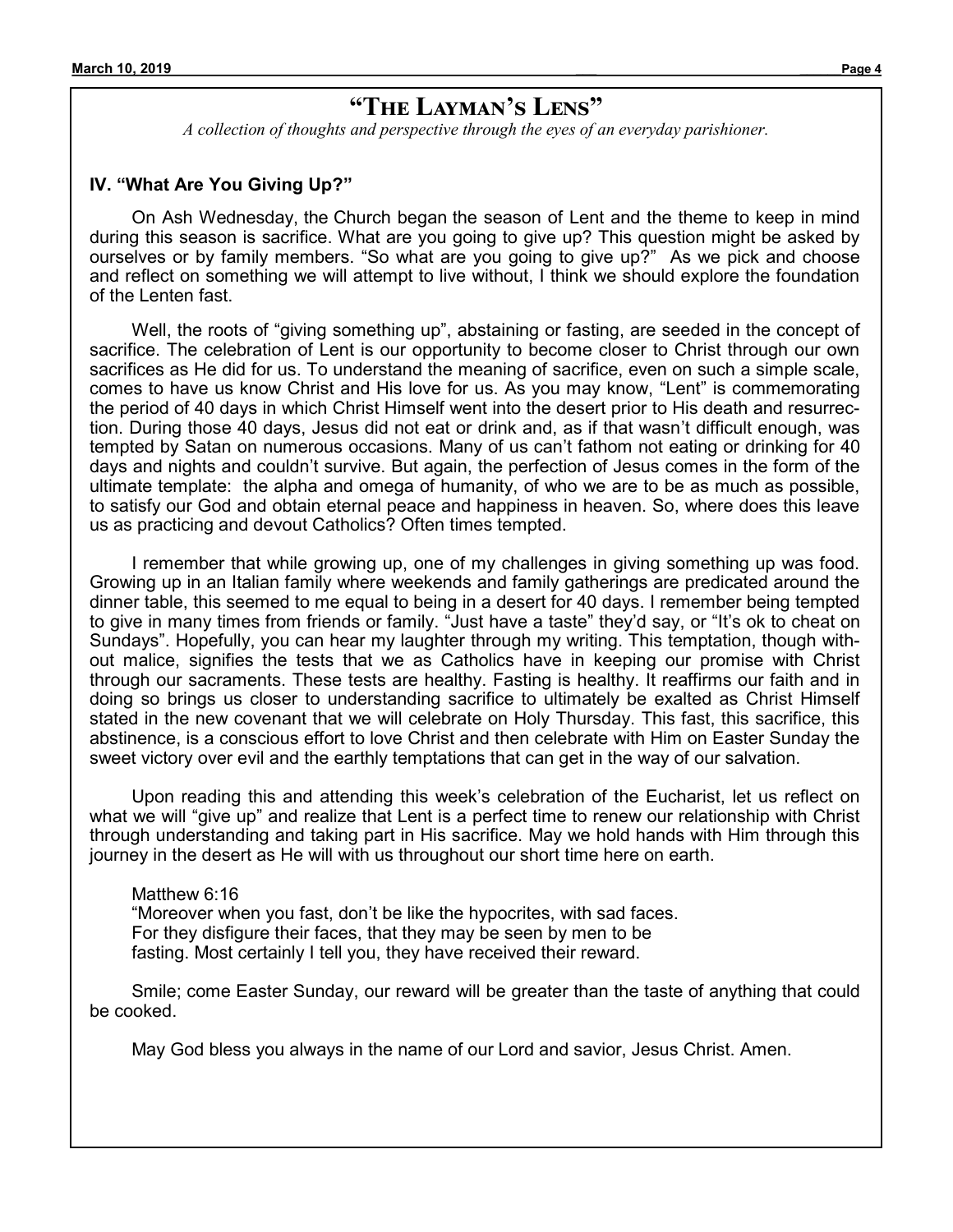# "THE LAYMAN'S LENS"

*A collection of thoughts and perspective through the eyes of an everyday parishioner.*

## IV. "What Are You Giving Up?"

On Ash Wednesday, the Church began the season of Lent and the theme to keep in mind during this season is sacrifice. What are you going to give up? This question might be asked by ourselves or by family members. "So what are you going to give up?" As we pick and choose and reflect on something we will attempt to live without, I think we should explore the foundation of the Lenten fast.

Well, the roots of "giving something up", abstaining or fasting, are seeded in the concept of sacrifice. The celebration of Lent is our opportunity to become closer to Christ through our own sacrifices as He did for us. To understand the meaning of sacrifice, even on such a simple scale, comes to have us know Christ and His love for us. As you may know, "Lent" is commemorating the period of 40 days in which Christ Himself went into the desert prior to His death and resurrection. During those 40 days, Jesus did not eat or drink and, as if that wasn't difficult enough, was tempted by Satan on numerous occasions. Many of us can't fathom not eating or drinking for 40 days and nights and couldn't survive. But again, the perfection of Jesus comes in the form of the ultimate template: the alpha and omega of humanity, of who we are to be as much as possible, to satisfy our God and obtain eternal peace and happiness in heaven. So, where does this leave us as practicing and devout Catholics? Often times tempted.

I remember that while growing up, one of my challenges in giving something up was food. Growing up in an Italian family where weekends and family gatherings are predicated around the dinner table, this seemed to me equal to being in a desert for 40 days. I remember being tempted to give in many times from friends or family. "Just have a taste" they'd say, or "It's ok to cheat on Sundays". Hopefully, you can hear my laughter through my writing. This temptation, though without malice, signifies the tests that we as Catholics have in keeping our promise with Christ through our sacraments. These tests are healthy. Fasting is healthy. It reaffirms our faith and in doing so brings us closer to understanding sacrifice to ultimately be exalted as Christ Himself stated in the new covenant that we will celebrate on Holy Thursday. This fast, this sacrifice, this abstinence, is a conscious effort to love Christ and then celebrate with Him on Easter Sunday the sweet victory over evil and the earthly temptations that can get in the way of our salvation.

Upon reading this and attending this week's celebration of the Eucharist, let us reflect on what we will "give up" and realize that Lent is a perfect time to renew our relationship with Christ through understanding and taking part in His sacrifice. May we hold hands with Him through this journey in the desert as He will with us throughout our short time here on earth.

Matthew 6:16
"Moreover when you fast, don't be like the hypocrites, with sad faces.
For they disfigure their faces, that they may be seen by men to be
fasting. Most certainly I tell you, they have received their reward.

Smile; come Easter Sunday, our reward will be greater than the taste of anything that could be cooked.

May God bless you always in the name of our Lord and savior, Jesus Christ. Amen.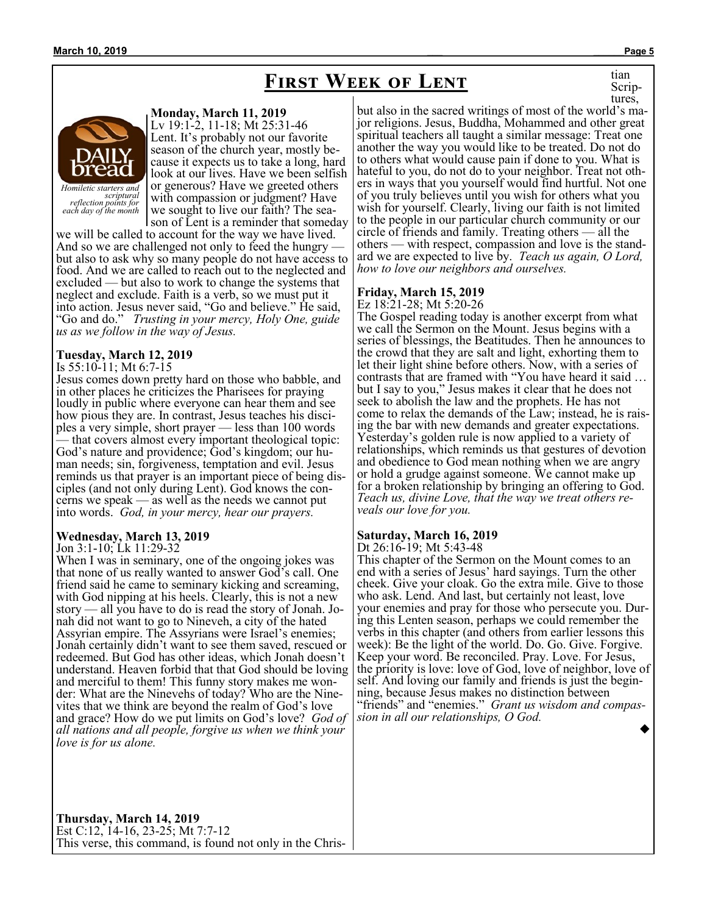# First Week of Lent

Daily bread

*Homiletic starters and scriptural reflection points for each day of the month*

**Monday, March 11, 2019**
Lv 19:1-2, 11-18; Mt 25:31-46
Lent. It's probably not our favorite season of the church year, mostly because it expects us to take a long, hard look at our lives. Have we been selfish or generous? Have we greeted others with compassion or judgment? Have we sought to live our faith? The season of Lent is a reminder that someday we will be called to account for the way we have lived. And so we are challenged not only to feed the hungry — but also to ask why so many people do not have access to food. And we are called to reach out to the neglected and excluded — but also to work to change the systems that neglect and exclude. Faith is a verb, so we must put it into action. Jesus never said, "Go and believe." He said, "Go and do." *Trusting in your mercy, Holy One, guide us as we follow in the way of Jesus.*

**Tuesday, March 12, 2019**
Is 55:10-11; Mt 6:7-15
Jesus comes down pretty hard on those who babble, and in other places he criticizes the Pharisees for praying loudly in public where everyone can hear them and see how pious they are. In contrast, Jesus teaches his disciples a very simple, short prayer — less than 100 words — that covers almost every important theological topic: God's nature and providence; God's kingdom; our human needs; sin, forgiveness, temptation and evil. Jesus reminds us that prayer is an important piece of being disciples (and not only during Lent). God knows the concerns we speak — as well as the needs we cannot put into words. *God, in your mercy, hear our prayers.*

**Wednesday, March 13, 2019**
Jon 3:1-10; Lk 11:29-32
When I was in seminary, one of the ongoing jokes was that none of us really wanted to answer God's call. One friend said he came to seminary kicking and screaming, with God nipping at his heels. Clearly, this is not a new story — all you have to do is read the story of Jonah. Jonah did not want to go to Nineveh, a city of the hated Assyrian empire. The Assyrians were Israel's enemies; Jonah certainly didn't want to see them saved, rescued or redeemed. But God has other ideas, which Jonah doesn't understand. Heaven forbid that that God should be loving and merciful to them! This funny story makes me wonder: What are the Ninevehs of today? Who are the Ninevites that we think are beyond the realm of God's love and grace? How do we put limits on God's love? *God of all nations and all people, forgive us when we think your love is for us alone.*

**Thursday, March 14, 2019**
Est C:12, 14-16, 23-25; Mt 7:7-12
This verse, this command, is found not only in the Christian Scriptures, but also in the sacred writings of most of the world's major religions. Jesus, Buddha, Mohammed and other great spiritual teachers all taught a similar message: Treat one another the way you would like to be treated. Do not do to others what would cause pain if done to you. What is hateful to you, do not do to your neighbor. Treat not others in ways that you yourself would find hurtful. Not one of you truly believes until you wish for others what you wish for yourself. Clearly, living our faith is not limited to the people in our particular church community or our circle of friends and family. Treating others — all the others — with respect, compassion and love is the standard we are expected to live by. *Teach us again, O Lord, how to love our neighbors and ourselves.*

**Friday, March 15, 2019**
Ez 18:21-28; Mt 5:20-26
The Gospel reading today is another excerpt from what we call the Sermon on the Mount. Jesus begins with a series of blessings, the Beatitudes. Then he announces to the crowd that they are salt and light, exhorting them to let their light shine before others. Now, with a series of contrasts that are framed with "You have heard it said … but I say to you," Jesus makes it clear that he does not seek to abolish the law and the prophets. He has not come to relax the demands of the Law; instead, he is raising the bar with new demands and greater expectations. Yesterday's golden rule is now applied to a variety of relationships, which reminds us that gestures of devotion and obedience to God mean nothing when we are angry or hold a grudge against someone. We cannot make up for a broken relationship by bringing an offering to God. *Teach us, divine Love, that the way we treat others reveals our love for you.*

**Saturday, March 16, 2019**
Dt 26:16-19; Mt 5:43-48
This chapter of the Sermon on the Mount comes to an end with a series of Jesus' hard sayings. Turn the other cheek. Give your cloak. Go the extra mile. Give to those who ask. Lend. And last, but certainly not least, love your enemies and pray for those who persecute you. During this Lenten season, perhaps we could remember the verbs in this chapter (and others from earlier lessons this week): Be the light of the world. Do. Go. Give. Forgive. Keep your word. Be reconciled. Pray. Love. For Jesus, the priority is love: love of God, love of neighbor, love of self. And loving our family and friends is just the beginning, because Jesus makes no distinction between "friends" and "enemies." *Grant us wisdom and compassion in all our relationships, O God.*

◆